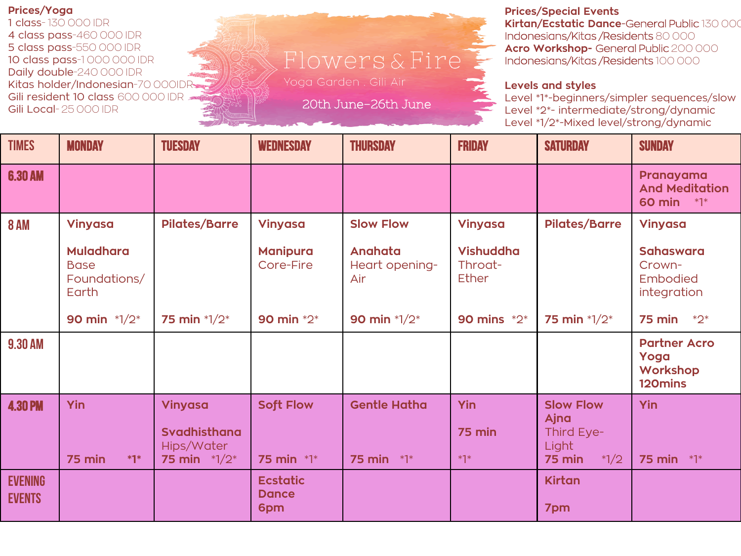## Prices/Yoga

1 class- 130 000 IDR
4 class pass-460 000 IDR
5 class pass-550 000 IDR
10 class pass-1 000 000 IDR
Daily double-240 000 IDR
Kitas holder/Indonesian-70 000IDR
Gili resident 10 class 600 000 IDR
Gili Local- 25 000 IDR

# Flowers & Fire

Yoga Garden . Gili Air

20th June-26th June

## Prices/Special Events

**Kirtan/Ecstatic Dance**-General Public 130 000
Indonesians/Kitas /Residents 80 000
**Acro Workshop-** General Public 200 000
Indonesians/Kitas /Residents 100 000

## Levels and styles

Level *1*-beginners/simpler sequences/slow
Level *2*- intermediate/strong/dynamic
Level *1/2*-Mixed level/strong/dynamic

| TIMES | MONDAY | TUESDAY | WEDNESDAY | THURSDAY | FRIDAY | SATURDAY | SUNDAY |
|---|---|---|---|---|---|---|---|
| 6.30 AM | | | | | | | **Pranayama And Meditation 60 min** *1* |
| 8 AM | **Vinyasa** **Muladhara** Base Foundations/ Earth **90 min** *1/2* | **Pilates/Barre** **75 min** *1/2* | **Vinyasa** **Manipura** Core-Fire **90 min** *2* | **Slow Flow** **Anahata** Heart opening- Air **90 min** *1/2* | **Vinyasa** **Vishuddha** Throat- Ether **90 mins** *2* | **Pilates/Barre** **75 min** *1/2* | **Vinyasa** **Sahaswara** Crown- Embodied integration **75 min** *2* |
| 9.30 AM | | | | | | | **Partner Acro Yoga Workshop 120mins** |
| 4.30 PM | **Yin** **75 min** *1* | **Vinyasa** **Svadhisthana** Hips/Water **75 min** *1/2* | **Soft Flow** **75 min** *1* | **Gentle Hatha** **75 min** *1* | **Yin** **75 min** *1* | **Slow Flow** **Ajna** Third Eye- Light **75 min** *1/2 | **Yin** **75 min** *1* |
| EVENING EVENTS | | | **Ecstatic Dance 6pm** | | | **Kirtan** **7pm** | |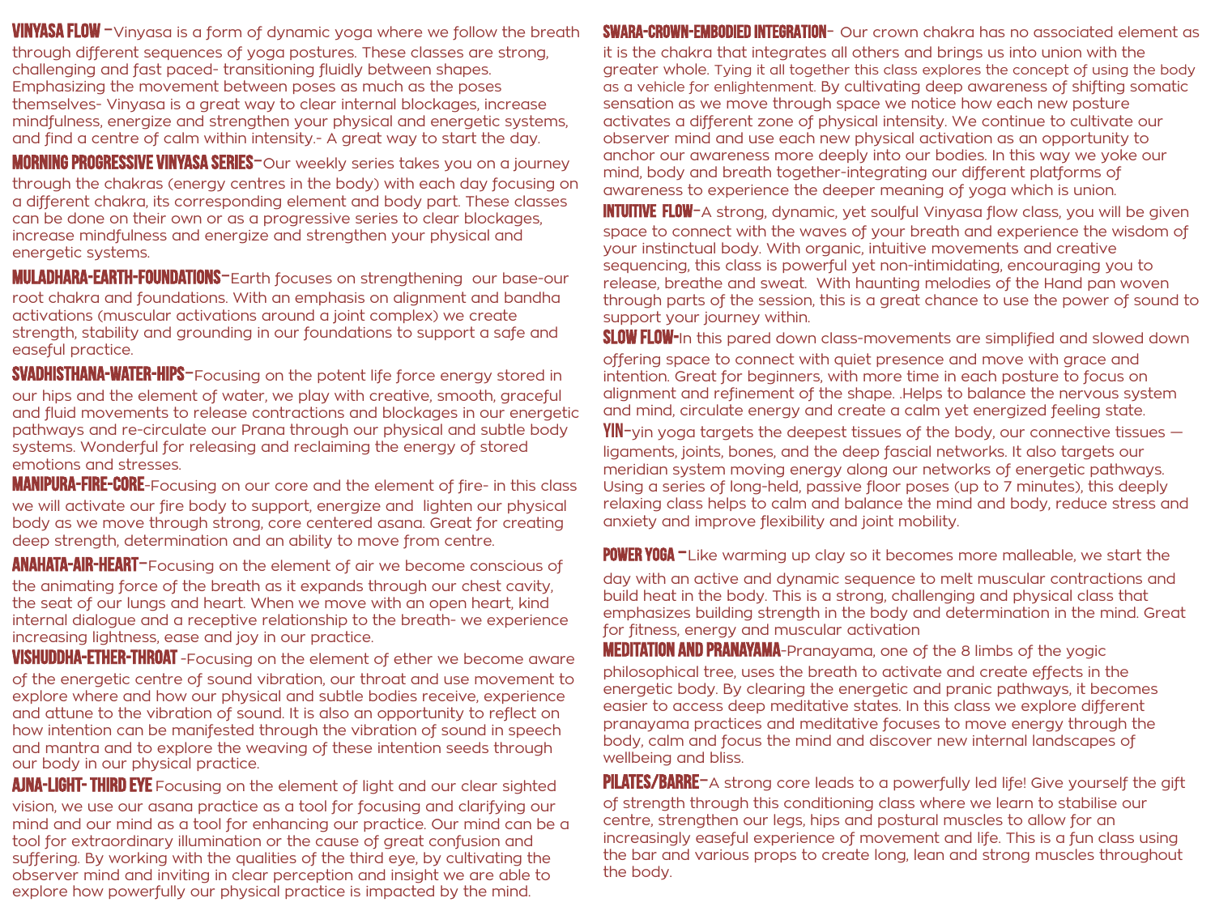**VINYASA FLOW** –Vinyasa is a form of dynamic yoga where we follow the breath through different sequences of yoga postures. These classes are strong, challenging and fast paced- transitioning fluidly between shapes. Emphasizing the movement between poses as much as the poses themselves- Vinyasa is a great way to clear internal blockages, increase mindfulness, energize and strengthen your physical and energetic systems, and find a centre of calm within intensity.- A great way to start the day.

**MORNING PROGRESSIVE VINYASA SERIES**–Our weekly series takes you on a journey through the chakras (energy centres in the body) with each day focusing on a different chakra, its corresponding element and body part. These classes can be done on their own or as a progressive series to clear blockages, increase mindfulness and energize and strengthen your physical and energetic systems.

**MULADHARA-EARTH-FOUNDATIONS**–Earth focuses on strengthening our base-our root chakra and foundations. With an emphasis on alignment and bandha activations (muscular activations around a joint complex) we create strength, stability and grounding in our foundations to support a safe and easeful practice.

**SVADHISTHANA-WATER-HIPS**–Focusing on the potent life force energy stored in our hips and the element of water, we play with creative, smooth, graceful and fluid movements to release contractions and blockages in our energetic pathways and re-circulate our Prana through our physical and subtle body systems. Wonderful for releasing and reclaiming the energy of stored emotions and stresses.

**MANIPURA-FIRE-CORE**-Focusing on our core and the element of fire- in this class we will activate our fire body to support, energize and lighten our physical body as we move through strong, core centered asana. Great for creating deep strength, determination and an ability to move from centre.

**ANAHATA-AIR-HEART**–Focusing on the element of air we become conscious of the animating force of the breath as it expands through our chest cavity, the seat of our lungs and heart. When we move with an open heart, kind internal dialogue and a receptive relationship to the breath- we experience increasing lightness, ease and joy in our practice.

**VISHUDDHA-ETHER-THROAT** -Focusing on the element of ether we become aware of the energetic centre of sound vibration, our throat and use movement to explore where and how our physical and subtle bodies receive, experience and attune to the vibration of sound. It is also an opportunity to reflect on how intention can be manifested through the vibration of sound in speech and mantra and to explore the weaving of these intention seeds through our body in our physical practice.

**AJNA-LIGHT- THIRD EYE** Focusing on the element of light and our clear sighted vision, we use our asana practice as a tool for focusing and clarifying our mind and our mind as a tool for enhancing our practice. Our mind can be a tool for extraordinary illumination or the cause of great confusion and suffering. By working with the qualities of the third eye, by cultivating the observer mind and inviting in clear perception and insight we are able to explore how powerfully our physical practice is impacted by the mind.

**SWARA-CROWN-EMBODIED INTEGRATION**- Our crown chakra has no associated element as it is the chakra that integrates all others and brings us into union with the greater whole. Tying it all together this class explores the concept of using the body as a vehicle for enlightenment. By cultivating deep awareness of shifting somatic sensation as we move through space we notice how each new posture activates a different zone of physical intensity. We continue to cultivate our observer mind and use each new physical activation as an opportunity to anchor our awareness more deeply into our bodies. In this way we yoke our mind, body and breath together-integrating our different platforms of awareness to experience the deeper meaning of yoga which is union.

**INTUITIVE FLOW**–A strong, dynamic, yet soulful Vinyasa flow class, you will be given space to connect with the waves of your breath and experience the wisdom of your instinctual body. With organic, intuitive movements and creative sequencing, this class is powerful yet non-intimidating, encouraging you to release, breathe and sweat. With haunting melodies of the Hand pan woven through parts of the session, this is a great chance to use the power of sound to support your journey within.

**SLOW FLOW**-In this pared down class-movements are simplified and slowed down offering space to connect with quiet presence and move with grace and intention. Great for beginners, with more time in each posture to focus on alignment and refinement of the shape. .Helps to balance the nervous system and mind, circulate energy and create a calm yet energized feeling state.

**YIN**–yin yoga targets the deepest tissues of the body, our connective tissues — ligaments, joints, bones, and the deep fascial networks. It also targets our meridian system moving energy along our networks of energetic pathways. Using a series of long-held, passive floor poses (up to 7 minutes), this deeply relaxing class helps to calm and balance the mind and body, reduce stress and anxiety and improve flexibility and joint mobility.

**POWER YOGA** –Like warming up clay so it becomes more malleable, we start the day with an active and dynamic sequence to melt muscular contractions and build heat in the body. This is a strong, challenging and physical class that emphasizes building strength in the body and determination in the mind. Great for fitness, energy and muscular activation

**MEDITATION AND PRANAYAMA**-Pranayama, one of the 8 limbs of the yogic philosophical tree, uses the breath to activate and create effects in the energetic body. By clearing the energetic and pranic pathways, it becomes easier to access deep meditative states. In this class we explore different pranayama practices and meditative focuses to move energy through the body, calm and focus the mind and discover new internal landscapes of wellbeing and bliss.

**PILATES/BARRE**–A strong core leads to a powerfully led life! Give yourself the gift of strength through this conditioning class where we learn to stabilise our centre, strengthen our legs, hips and postural muscles to allow for an increasingly easeful experience of movement and life. This is a fun class using the bar and various props to create long, lean and strong muscles throughout the body.